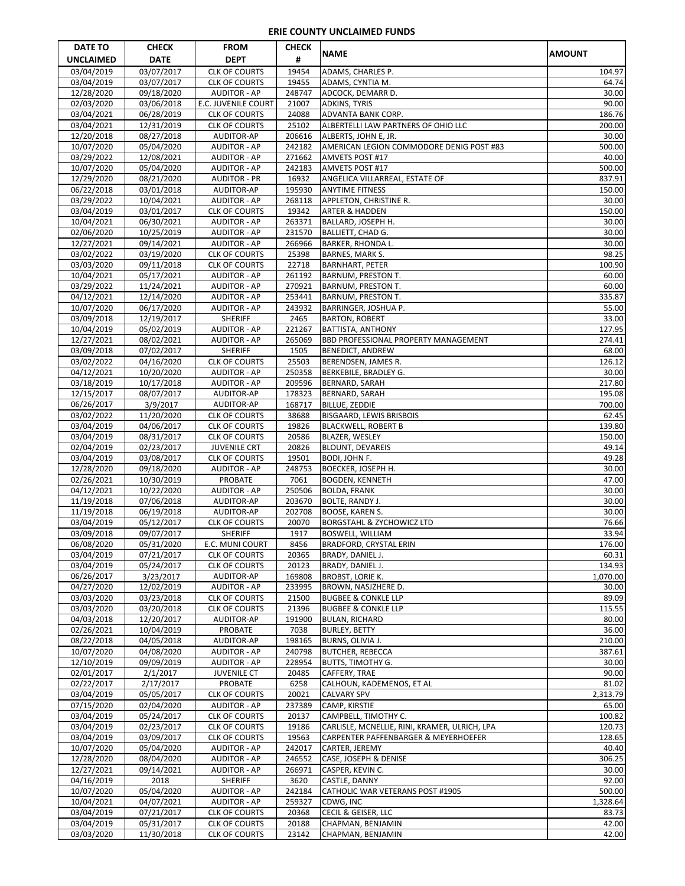# ERIE COUNTY UNCLAIMED FUNDS

| DATE TO UNCLAIMED | CHECK DATE | FROM DEPT | CHECK # | NAME | AMOUNT |
|---|---|---|---|---|---|
| 03/04/2019 | 03/07/2017 | CLK OF COURTS | 19454 | ADAMS, CHARLES P. | 104.97 |
| 03/04/2019 | 03/07/2017 | CLK OF COURTS | 19455 | ADAMS, CYNTIA M. | 64.74 |
| 12/28/2020 | 09/18/2020 | AUDITOR - AP | 248747 | ADCOCK, DEMARR D. | 30.00 |
| 02/03/2020 | 03/06/2018 | E.C. JUVENILE COURT | 21007 | ADKINS, TYRIS | 90.00 |
| 03/04/2021 | 06/28/2019 | CLK OF COURTS | 24088 | ADVANTA BANK CORP. | 186.76 |
| 03/04/2021 | 12/31/2019 | CLK OF COURTS | 25102 | ALBERTELLI LAW PARTNERS OF OHIO LLC | 200.00 |
| 12/20/2018 | 08/27/2018 | AUDITOR-AP | 206616 | ALBERTS, JOHN E, JR. | 30.00 |
| 10/07/2020 | 05/04/2020 | AUDITOR - AP | 242182 | AMERICAN LEGION COMMODORE DENIG POST #83 | 500.00 |
| 03/29/2022 | 12/08/2021 | AUDITOR - AP | 271662 | AMVETS POST #17 | 40.00 |
| 10/07/2020 | 05/04/2020 | AUDITOR - AP | 242183 | AMVETS POST #17 | 500.00 |
| 12/29/2020 | 08/21/2020 | AUDITOR - PR | 16932 | ANGELICA VILLARREAL, ESTATE OF | 837.91 |
| 06/22/2018 | 03/01/2018 | AUDITOR-AP | 195930 | ANYTIME FITNESS | 150.00 |
| 03/29/2022 | 10/04/2021 | AUDITOR - AP | 268118 | APPLETON, CHRISTINE R. | 30.00 |
| 03/04/2019 | 03/01/2017 | CLK OF COURTS | 19342 | ARTER & HADDEN | 150.00 |
| 10/04/2021 | 06/30/2021 | AUDITOR - AP | 263371 | BALLARD, JOSEPH H. | 30.00 |
| 02/06/2020 | 10/25/2019 | AUDITOR - AP | 231570 | BALLIETT, CHAD G. | 30.00 |
| 12/27/2021 | 09/14/2021 | AUDITOR - AP | 266966 | BARKER, RHONDA L. | 30.00 |
| 03/02/2022 | 03/19/2020 | CLK OF COURTS | 25398 | BARNES, MARK S. | 98.25 |
| 03/03/2020 | 09/11/2018 | CLK OF COURTS | 22718 | BARNHART, PETER | 100.90 |
| 10/04/2021 | 05/17/2021 | AUDITOR - AP | 261192 | BARNUM, PRESTON T. | 60.00 |
| 03/29/2022 | 11/24/2021 | AUDITOR - AP | 270921 | BARNUM, PRESTON T. | 60.00 |
| 04/12/2021 | 12/14/2020 | AUDITOR - AP | 253441 | BARNUM, PRESTON T. | 335.87 |
| 10/07/2020 | 06/17/2020 | AUDITOR - AP | 243932 | BARRINGER, JOSHUA P. | 55.00 |
| 03/09/2018 | 12/19/2017 | SHERIFF | 2465 | BARTON, ROBERT | 33.00 |
| 10/04/2019 | 05/02/2019 | AUDITOR - AP | 221267 | BATTISTA, ANTHONY | 127.95 |
| 12/27/2021 | 08/02/2021 | AUDITOR - AP | 265069 | BBD PROFESSIONAL PROPERTY MANAGEMENT | 274.41 |
| 03/09/2018 | 07/02/2017 | SHERIFF | 1505 | BENEDICT, ANDREW | 68.00 |
| 03/02/2022 | 04/16/2020 | CLK OF COURTS | 25503 | BERENDSEN, JAMES R. | 126.12 |
| 04/12/2021 | 10/20/2020 | AUDITOR - AP | 250358 | BERKEBILE, BRADLEY G. | 30.00 |
| 03/18/2019 | 10/17/2018 | AUDITOR - AP | 209596 | BERNARD, SARAH | 217.80 |
| 12/15/2017 | 08/07/2017 | AUDITOR-AP | 178323 | BERNARD, SARAH | 195.08 |
| 06/26/2017 | 3/9/2017 | AUDITOR-AP | 168717 | BILLUE, ZEDDIE | 700.00 |
| 03/02/2022 | 11/20/2020 | CLK OF COURTS | 38688 | BISGAARD, LEWIS BRISBOIS | 62.45 |
| 03/04/2019 | 04/06/2017 | CLK OF COURTS | 19826 | BLACKWELL, ROBERT B | 139.80 |
| 03/04/2019 | 08/31/2017 | CLK OF COURTS | 20586 | BLAZER, WESLEY | 150.00 |
| 02/04/2019 | 02/23/2017 | JUVENILE CRT | 20826 | BLOUNT, DEVAREIS | 49.14 |
| 03/04/2019 | 03/08/2017 | CLK OF COURTS | 19501 | BODI, JOHN F. | 49.28 |
| 12/28/2020 | 09/18/2020 | AUDITOR - AP | 248753 | BOECKER, JOSEPH H. | 30.00 |
| 02/26/2021 | 10/30/2019 | PROBATE | 7061 | BOGDEN, KENNETH | 47.00 |
| 04/12/2021 | 10/22/2020 | AUDITOR - AP | 250506 | BOLDA, FRANK | 30.00 |
| 11/19/2018 | 07/06/2018 | AUDITOR-AP | 203670 | BOLTE, RANDY J. | 30.00 |
| 11/19/2018 | 06/19/2018 | AUDITOR-AP | 202708 | BOOSE, KAREN S. | 30.00 |
| 03/04/2019 | 05/12/2017 | CLK OF COURTS | 20070 | BORGSTAHL & ZYCHOWICZ LTD | 76.66 |
| 03/09/2018 | 09/07/2017 | SHERIFF | 1917 | BOSWELL, WILLIAM | 33.94 |
| 06/08/2020 | 05/31/2020 | E.C. MUNI COURT | 8456 | BRADFORD, CRYSTAL ERIN | 176.00 |
| 03/04/2019 | 07/21/2017 | CLK OF COURTS | 20365 | BRADY, DANIEL J. | 60.31 |
| 03/04/2019 | 05/24/2017 | CLK OF COURTS | 20123 | BRADY, DANIEL J. | 134.93 |
| 06/26/2017 | 3/23/2017 | AUDITOR-AP | 169808 | BROBST, LORIE K. | 1,070.00 |
| 04/27/2020 | 12/02/2019 | AUDITOR - AP | 233995 | BROWN, NASJZHERE D. | 30.00 |
| 03/03/2020 | 03/23/2018 | CLK OF COURTS | 21500 | BUGBEE & CONKLE LLP | 89.09 |
| 03/03/2020 | 03/20/2018 | CLK OF COURTS | 21396 | BUGBEE & CONKLE LLP | 115.55 |
| 04/03/2018 | 12/20/2017 | AUDITOR-AP | 191900 | BULAN, RICHARD | 80.00 |
| 02/26/2021 | 10/04/2019 | PROBATE | 7038 | BURLEY, BETTY | 36.00 |
| 08/22/2018 | 04/05/2018 | AUDITOR-AP | 198165 | BURNS, OLIVIA J. | 210.00 |
| 10/07/2020 | 04/08/2020 | AUDITOR - AP | 240798 | BUTCHER, REBECCA | 387.61 |
| 12/10/2019 | 09/09/2019 | AUDITOR - AP | 228954 | BUTTS, TIMOTHY G. | 30.00 |
| 02/01/2017 | 2/1/2017 | JUVENILE CT | 20485 | CAFFERY, TRAE | 90.00 |
| 02/22/2017 | 2/17/2017 | PROBATE | 6258 | CALHOUN, KADEMENOS, ET AL | 81.02 |
| 03/04/2019 | 05/05/2017 | CLK OF COURTS | 20021 | CALVARY SPV | 2,313.79 |
| 07/15/2020 | 02/04/2020 | AUDITOR - AP | 237389 | CAMP, KIRSTIE | 65.00 |
| 03/04/2019 | 05/24/2017 | CLK OF COURTS | 20137 | CAMPBELL, TIMOTHY C. | 100.82 |
| 03/04/2019 | 02/23/2017 | CLK OF COURTS | 19186 | CARLISLE, MCNELLIE, RINI, KRAMER, ULRICH, LPA | 120.73 |
| 03/04/2019 | 03/09/2017 | CLK OF COURTS | 19563 | CARPENTER PAFFENBARGER & MEYERHOEFER | 128.65 |
| 10/07/2020 | 05/04/2020 | AUDITOR - AP | 242017 | CARTER, JEREMY | 40.40 |
| 12/28/2020 | 08/04/2020 | AUDITOR - AP | 246552 | CASE, JOSEPH & DENISE | 306.25 |
| 12/27/2021 | 09/14/2021 | AUDITOR - AP | 266971 | CASPER, KEVIN C. | 30.00 |
| 04/16/2019 | 2018 | SHERIFF | 3620 | CASTLE, DANNY | 92.00 |
| 10/07/2020 | 05/04/2020 | AUDITOR - AP | 242184 | CATHOLIC WAR VETERANS POST #1905 | 500.00 |
| 10/04/2021 | 04/07/2021 | AUDITOR - AP | 259327 | CDWG, INC | 1,328.64 |
| 03/04/2019 | 07/21/2017 | CLK OF COURTS | 20368 | CECIL & GEISER, LLC | 83.73 |
| 03/04/2019 | 05/31/2017 | CLK OF COURTS | 20188 | CHAPMAN, BENJAMIN | 42.00 |
| 03/03/2020 | 11/30/2018 | CLK OF COURTS | 23142 | CHAPMAN, BENJAMIN | 42.00 |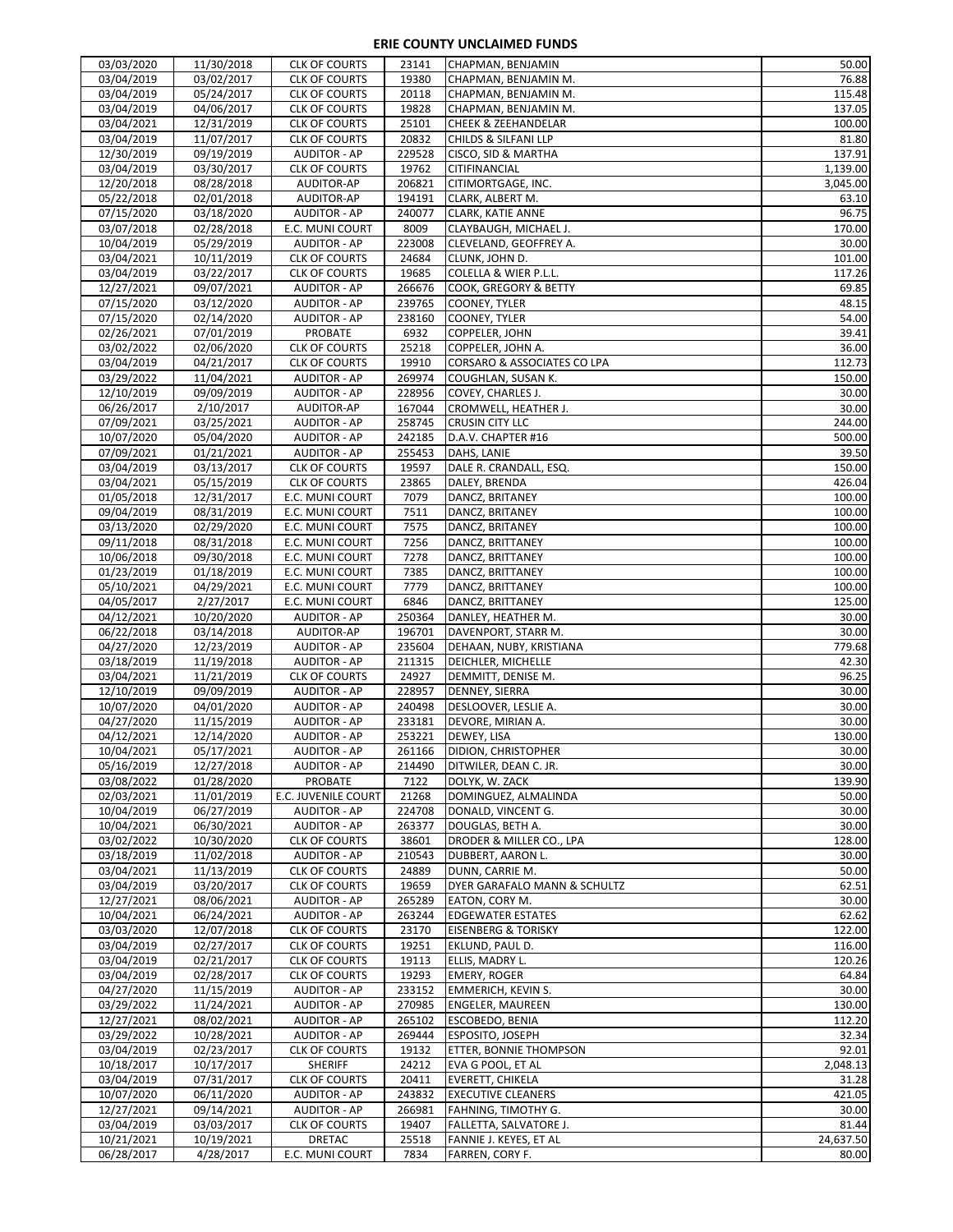# ERIE COUNTY UNCLAIMED FUNDS

| | | | | | |
|---|---|---|---|---|---|
| 03/03/2020 | 11/30/2018 | CLK OF COURTS | 23141 | CHAPMAN, BENJAMIN | 50.00 |
| 03/04/2019 | 03/02/2017 | CLK OF COURTS | 19380 | CHAPMAN, BENJAMIN M. | 76.88 |
| 03/04/2019 | 05/24/2017 | CLK OF COURTS | 20118 | CHAPMAN, BENJAMIN M. | 115.48 |
| 03/04/2019 | 04/06/2017 | CLK OF COURTS | 19828 | CHAPMAN, BENJAMIN M. | 137.05 |
| 03/04/2021 | 12/31/2019 | CLK OF COURTS | 25101 | CHEEK & ZEEHANDELAR | 100.00 |
| 03/04/2019 | 11/07/2017 | CLK OF COURTS | 20832 | CHILDS & SILFANI LLP | 81.80 |
| 12/30/2019 | 09/19/2019 | AUDITOR - AP | 229528 | CISCO, SID & MARTHA | 137.91 |
| 03/04/2019 | 03/30/2017 | CLK OF COURTS | 19762 | CITIFINANCIAL | 1,139.00 |
| 12/20/2018 | 08/28/2018 | AUDITOR-AP | 206821 | CITIMORTGAGE, INC. | 3,045.00 |
| 05/22/2018 | 02/01/2018 | AUDITOR-AP | 194191 | CLARK, ALBERT M. | 63.10 |
| 07/15/2020 | 03/18/2020 | AUDITOR - AP | 240077 | CLARK, KATIE ANNE | 96.75 |
| 03/07/2018 | 02/28/2018 | E.C. MUNI COURT | 8009 | CLAYBAUGH, MICHAEL J. | 170.00 |
| 10/04/2019 | 05/29/2019 | AUDITOR - AP | 223008 | CLEVELAND, GEOFFREY A. | 30.00 |
| 03/04/2021 | 10/11/2019 | CLK OF COURTS | 24684 | CLUNK, JOHN D. | 101.00 |
| 03/04/2019 | 03/22/2017 | CLK OF COURTS | 19685 | COLELLA & WIER P.L.L. | 117.26 |
| 12/27/2021 | 09/07/2021 | AUDITOR - AP | 266676 | COOK, GREGORY & BETTY | 69.85 |
| 07/15/2020 | 03/12/2020 | AUDITOR - AP | 239765 | COONEY, TYLER | 48.15 |
| 07/15/2020 | 02/14/2020 | AUDITOR - AP | 238160 | COONEY, TYLER | 54.00 |
| 02/26/2021 | 07/01/2019 | PROBATE | 6932 | COPPELER, JOHN | 39.41 |
| 03/02/2022 | 02/06/2020 | CLK OF COURTS | 25218 | COPPELER, JOHN A. | 36.00 |
| 03/04/2019 | 04/21/2017 | CLK OF COURTS | 19910 | CORSARO & ASSOCIATES CO LPA | 112.73 |
| 03/29/2022 | 11/04/2021 | AUDITOR - AP | 269974 | COUGHLAN, SUSAN K. | 150.00 |
| 12/10/2019 | 09/09/2019 | AUDITOR - AP | 228956 | COVEY, CHARLES J. | 30.00 |
| 06/26/2017 | 2/10/2017 | AUDITOR-AP | 167044 | CROMWELL, HEATHER J. | 30.00 |
| 07/09/2021 | 03/25/2021 | AUDITOR - AP | 258745 | CRUSIN CITY LLC | 244.00 |
| 10/07/2020 | 05/04/2020 | AUDITOR - AP | 242185 | D.A.V. CHAPTER #16 | 500.00 |
| 07/09/2021 | 01/21/2021 | AUDITOR - AP | 255453 | DAHS, LANIE | 39.50 |
| 03/04/2019 | 03/13/2017 | CLK OF COURTS | 19597 | DALE R. CRANDALL, ESQ. | 150.00 |
| 03/04/2021 | 05/15/2019 | CLK OF COURTS | 23865 | DALEY, BRENDA | 426.04 |
| 01/05/2018 | 12/31/2017 | E.C. MUNI COURT | 7079 | DANCZ, BRITANEY | 100.00 |
| 09/04/2019 | 08/31/2019 | E.C. MUNI COURT | 7511 | DANCZ, BRITANEY | 100.00 |
| 03/13/2020 | 02/29/2020 | E.C. MUNI COURT | 7575 | DANCZ, BRITANEY | 100.00 |
| 09/11/2018 | 08/31/2018 | E.C. MUNI COURT | 7256 | DANCZ, BRITTANEY | 100.00 |
| 10/06/2018 | 09/30/2018 | E.C. MUNI COURT | 7278 | DANCZ, BRITTANEY | 100.00 |
| 01/23/2019 | 01/18/2019 | E.C. MUNI COURT | 7385 | DANCZ, BRITTANEY | 100.00 |
| 05/10/2021 | 04/29/2021 | E.C. MUNI COURT | 7779 | DANCZ, BRITTANEY | 100.00 |
| 04/05/2017 | 2/27/2017 | E.C. MUNI COURT | 6846 | DANCZ, BRITTANEY | 125.00 |
| 04/12/2021 | 10/20/2020 | AUDITOR - AP | 250364 | DANLEY, HEATHER M. | 30.00 |
| 06/22/2018 | 03/14/2018 | AUDITOR-AP | 196701 | DAVENPORT, STARR M. | 30.00 |
| 04/27/2020 | 12/23/2019 | AUDITOR - AP | 235604 | DEHAAN, NUBY, KRISTIANA | 779.68 |
| 03/18/2019 | 11/19/2018 | AUDITOR - AP | 211315 | DEICHLER, MICHELLE | 42.30 |
| 03/04/2021 | 11/21/2019 | CLK OF COURTS | 24927 | DEMMITT, DENISE M. | 96.25 |
| 12/10/2019 | 09/09/2019 | AUDITOR - AP | 228957 | DENNEY, SIERRA | 30.00 |
| 10/07/2020 | 04/01/2020 | AUDITOR - AP | 240498 | DESLOOVER, LESLIE A. | 30.00 |
| 04/27/2020 | 11/15/2019 | AUDITOR - AP | 233181 | DEVORE, MIRIAN A. | 30.00 |
| 04/12/2021 | 12/14/2020 | AUDITOR - AP | 253221 | DEWEY, LISA | 130.00 |
| 10/04/2021 | 05/17/2021 | AUDITOR - AP | 261166 | DIDION, CHRISTOPHER | 30.00 |
| 05/16/2019 | 12/27/2018 | AUDITOR - AP | 214490 | DITWILER, DEAN C. JR. | 30.00 |
| 03/08/2022 | 01/28/2020 | PROBATE | 7122 | DOLYK, W. ZACK | 139.90 |
| 02/03/2021 | 11/01/2019 | E.C. JUVENILE COURT | 21268 | DOMINGUEZ, ALMALINDA | 50.00 |
| 10/04/2019 | 06/27/2019 | AUDITOR - AP | 224708 | DONALD, VINCENT G. | 30.00 |
| 10/04/2021 | 06/30/2021 | AUDITOR - AP | 263377 | DOUGLAS, BETH A. | 30.00 |
| 03/02/2022 | 10/30/2020 | CLK OF COURTS | 38601 | DRODER & MILLER CO., LPA | 128.00 |
| 03/18/2019 | 11/02/2018 | AUDITOR - AP | 210543 | DUBBERT, AARON L. | 30.00 |
| 03/04/2021 | 11/13/2019 | CLK OF COURTS | 24889 | DUNN, CARRIE M. | 50.00 |
| 03/04/2019 | 03/20/2017 | CLK OF COURTS | 19659 | DYER GARAFALO MANN & SCHULTZ | 62.51 |
| 12/27/2021 | 08/06/2021 | AUDITOR - AP | 265289 | EATON, CORY M. | 30.00 |
| 10/04/2021 | 06/24/2021 | AUDITOR - AP | 263244 | EDGEWATER ESTATES | 62.62 |
| 03/03/2020 | 12/07/2018 | CLK OF COURTS | 23170 | EISENBERG & TORISKY | 122.00 |
| 03/04/2019 | 02/27/2017 | CLK OF COURTS | 19251 | EKLUND, PAUL D. | 116.00 |
| 03/04/2019 | 02/21/2017 | CLK OF COURTS | 19113 | ELLIS, MADRY L. | 120.26 |
| 03/04/2019 | 02/28/2017 | CLK OF COURTS | 19293 | EMERY, ROGER | 64.84 |
| 04/27/2020 | 11/15/2019 | AUDITOR - AP | 233152 | EMMERICH, KEVIN S. | 30.00 |
| 03/29/2022 | 11/24/2021 | AUDITOR - AP | 270985 | ENGELER, MAUREEN | 130.00 |
| 12/27/2021 | 08/02/2021 | AUDITOR - AP | 265102 | ESCOBEDO, BENIA | 112.20 |
| 03/29/2022 | 10/28/2021 | AUDITOR - AP | 269444 | ESPOSITO, JOSEPH | 32.34 |
| 03/04/2019 | 02/23/2017 | CLK OF COURTS | 19132 | ETTER, BONNIE THOMPSON | 92.01 |
| 10/18/2017 | 10/17/2017 | SHERIFF | 24212 | EVA G POOL, ET AL | 2,048.13 |
| 03/04/2019 | 07/31/2017 | CLK OF COURTS | 20411 | EVERETT, CHIKELA | 31.28 |
| 10/07/2020 | 06/11/2020 | AUDITOR - AP | 243832 | EXECUTIVE CLEANERS | 421.05 |
| 12/27/2021 | 09/14/2021 | AUDITOR - AP | 266981 | FAHNING, TIMOTHY G. | 30.00 |
| 03/04/2019 | 03/03/2017 | CLK OF COURTS | 19407 | FALLETTA, SALVATORE J. | 81.44 |
| 10/21/2021 | 10/19/2021 | DRETAC | 25518 | FANNIE J. KEYES, ET AL | 24,637.50 |
| 06/28/2017 | 4/28/2017 | E.C. MUNI COURT | 7834 | FARREN, CORY F. | 80.00 |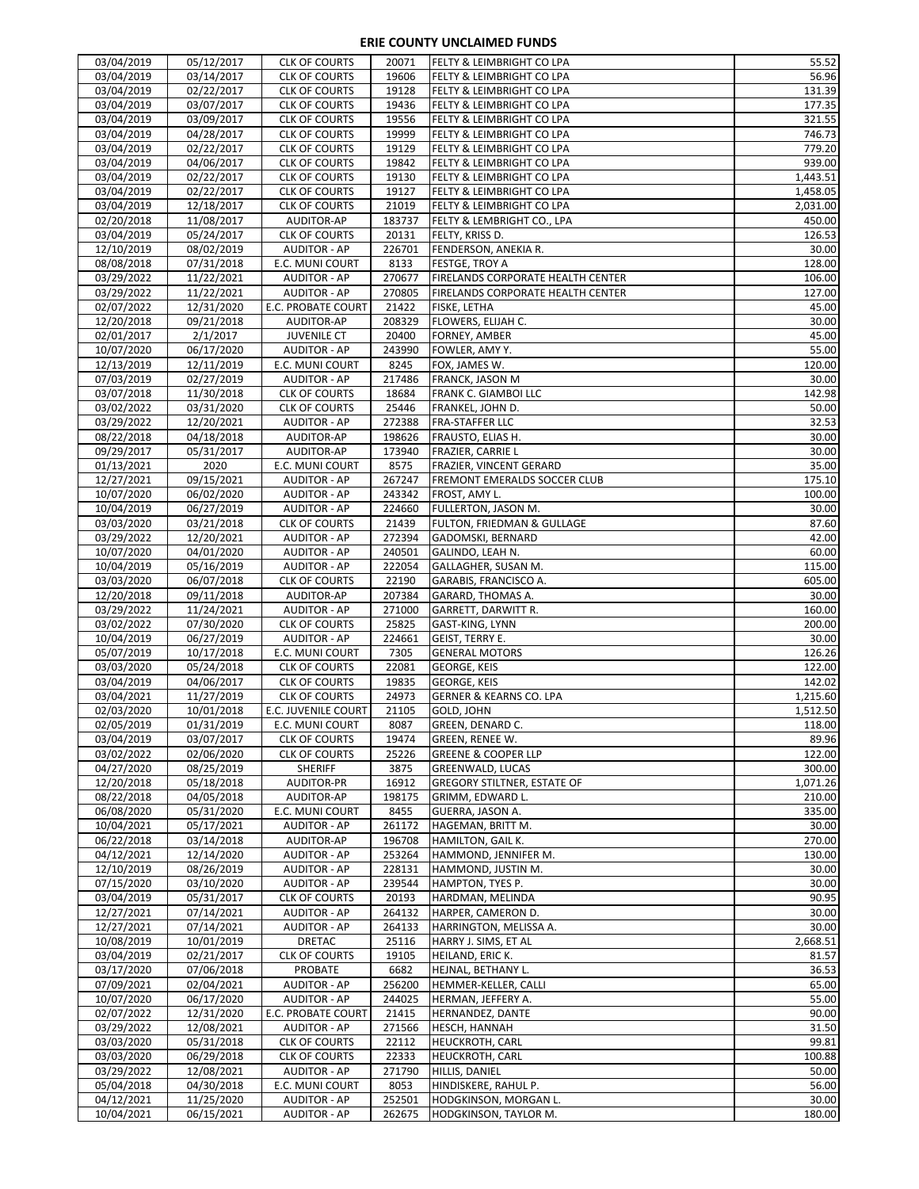## ERIE COUNTY UNCLAIMED FUNDS

| | | | | | |
|---|---|---|---|---|---|
| 03/04/2019 | 05/12/2017 | CLK OF COURTS | 20071 | FELTY & LEIMBRIGHT CO LPA | 55.52 |
| 03/04/2019 | 03/14/2017 | CLK OF COURTS | 19606 | FELTY & LEIMBRIGHT CO LPA | 56.96 |
| 03/04/2019 | 02/22/2017 | CLK OF COURTS | 19128 | FELTY & LEIMBRIGHT CO LPA | 131.39 |
| 03/04/2019 | 03/07/2017 | CLK OF COURTS | 19436 | FELTY & LEIMBRIGHT CO LPA | 177.35 |
| 03/04/2019 | 03/09/2017 | CLK OF COURTS | 19556 | FELTY & LEIMBRIGHT CO LPA | 321.55 |
| 03/04/2019 | 04/28/2017 | CLK OF COURTS | 19999 | FELTY & LEIMBRIGHT CO LPA | 746.73 |
| 03/04/2019 | 02/22/2017 | CLK OF COURTS | 19129 | FELTY & LEIMBRIGHT CO LPA | 779.20 |
| 03/04/2019 | 04/06/2017 | CLK OF COURTS | 19842 | FELTY & LEIMBRIGHT CO LPA | 939.00 |
| 03/04/2019 | 02/22/2017 | CLK OF COURTS | 19130 | FELTY & LEIMBRIGHT CO LPA | 1,443.51 |
| 03/04/2019 | 02/22/2017 | CLK OF COURTS | 19127 | FELTY & LEIMBRIGHT CO LPA | 1,458.05 |
| 03/04/2019 | 12/18/2017 | CLK OF COURTS | 21019 | FELTY & LEIMBRIGHT CO LPA | 2,031.00 |
| 02/20/2018 | 11/08/2017 | AUDITOR-AP | 183737 | FELTY & LEMBRIGHT CO., LPA | 450.00 |
| 03/04/2019 | 05/24/2017 | CLK OF COURTS | 20131 | FELTY, KRISS D. | 126.53 |
| 12/10/2019 | 08/02/2019 | AUDITOR - AP | 226701 | FENDERSON, ANEKIA R. | 30.00 |
| 08/08/2018 | 07/31/2018 | E.C. MUNI COURT | 8133 | FESTGE, TROY A | 128.00 |
| 03/29/2022 | 11/22/2021 | AUDITOR - AP | 270677 | FIRELANDS CORPORATE HEALTH CENTER | 106.00 |
| 03/29/2022 | 11/22/2021 | AUDITOR - AP | 270805 | FIRELANDS CORPORATE HEALTH CENTER | 127.00 |
| 02/07/2022 | 12/31/2020 | E.C. PROBATE COURT | 21422 | FISKE, LETHA | 45.00 |
| 12/20/2018 | 09/21/2018 | AUDITOR-AP | 208329 | FLOWERS, ELIJAH C. | 30.00 |
| 02/01/2017 | 2/1/2017 | JUVENILE CT | 20400 | FORNEY, AMBER | 45.00 |
| 10/07/2020 | 06/17/2020 | AUDITOR - AP | 243990 | FOWLER, AMY Y. | 55.00 |
| 12/13/2019 | 12/11/2019 | E.C. MUNI COURT | 8245 | FOX, JAMES W. | 120.00 |
| 07/03/2019 | 02/27/2019 | AUDITOR - AP | 217486 | FRANCK, JASON M | 30.00 |
| 03/07/2018 | 11/30/2018 | CLK OF COURTS | 18684 | FRANK C. GIAMBOI LLC | 142.98 |
| 03/02/2022 | 03/31/2020 | CLK OF COURTS | 25446 | FRANKEL, JOHN D. | 50.00 |
| 03/29/2022 | 12/20/2021 | AUDITOR - AP | 272388 | FRA-STAFFER LLC | 32.53 |
| 08/22/2018 | 04/18/2018 | AUDITOR-AP | 198626 | FRAUSTO, ELIAS H. | 30.00 |
| 09/29/2017 | 05/31/2017 | AUDITOR-AP | 173940 | FRAZIER, CARRIE L | 30.00 |
| 01/13/2021 | 2020 | E.C. MUNI COURT | 8575 | FRAZIER, VINCENT GERARD | 35.00 |
| 12/27/2021 | 09/15/2021 | AUDITOR - AP | 267247 | FREMONT EMERALDS SOCCER CLUB | 175.10 |
| 10/07/2020 | 06/02/2020 | AUDITOR - AP | 243342 | FROST, AMY L. | 100.00 |
| 10/04/2019 | 06/27/2019 | AUDITOR - AP | 224660 | FULLERTON, JASON M. | 30.00 |
| 03/03/2020 | 03/21/2018 | CLK OF COURTS | 21439 | FULTON, FRIEDMAN & GULLAGE | 87.60 |
| 03/29/2022 | 12/20/2021 | AUDITOR - AP | 272394 | GADOMSKI, BERNARD | 42.00 |
| 10/07/2020 | 04/01/2020 | AUDITOR - AP | 240501 | GALINDO, LEAH N. | 60.00 |
| 10/04/2019 | 05/16/2019 | AUDITOR - AP | 222054 | GALLAGHER, SUSAN M. | 115.00 |
| 03/03/2020 | 06/07/2018 | CLK OF COURTS | 22190 | GARABIS, FRANCISCO A. | 605.00 |
| 12/20/2018 | 09/11/2018 | AUDITOR-AP | 207384 | GARARD, THOMAS A. | 30.00 |
| 03/29/2022 | 11/24/2021 | AUDITOR - AP | 271000 | GARRETT, DARWITT R. | 160.00 |
| 03/02/2022 | 07/30/2020 | CLK OF COURTS | 25825 | GAST-KING, LYNN | 200.00 |
| 10/04/2019 | 06/27/2019 | AUDITOR - AP | 224661 | GEIST, TERRY E. | 30.00 |
| 05/07/2019 | 10/17/2018 | E.C. MUNI COURT | 7305 | GENERAL MOTORS | 126.26 |
| 03/03/2020 | 05/24/2018 | CLK OF COURTS | 22081 | GEORGE, KEIS | 122.00 |
| 03/04/2019 | 04/06/2017 | CLK OF COURTS | 19835 | GEORGE, KEIS | 142.02 |
| 03/04/2021 | 11/27/2019 | CLK OF COURTS | 24973 | GERNER & KEARNS CO. LPA | 1,215.60 |
| 02/03/2020 | 10/01/2018 | E.C. JUVENILE COURT | 21105 | GOLD, JOHN | 1,512.50 |
| 02/05/2019 | 01/31/2019 | E.C. MUNI COURT | 8087 | GREEN, DENARD C. | 118.00 |
| 03/04/2019 | 03/07/2017 | CLK OF COURTS | 19474 | GREEN, RENEE W. | 89.96 |
| 03/02/2022 | 02/06/2020 | CLK OF COURTS | 25226 | GREENE & COOPER LLP | 122.00 |
| 04/27/2020 | 08/25/2019 | SHERIFF | 3875 | GREENWALD, LUCAS | 300.00 |
| 12/20/2018 | 05/18/2018 | AUDITOR-PR | 16912 | GREGORY STILTNER, ESTATE OF | 1,071.26 |
| 08/22/2018 | 04/05/2018 | AUDITOR-AP | 198175 | GRIMM, EDWARD L. | 210.00 |
| 06/08/2020 | 05/31/2020 | E.C. MUNI COURT | 8455 | GUERRA, JASON A. | 335.00 |
| 10/04/2021 | 05/17/2021 | AUDITOR - AP | 261172 | HAGEMAN, BRITT M. | 30.00 |
| 06/22/2018 | 03/14/2018 | AUDITOR-AP | 196708 | HAMILTON, GAIL K. | 270.00 |
| 04/12/2021 | 12/14/2020 | AUDITOR - AP | 253264 | HAMMOND, JENNIFER M. | 130.00 |
| 12/10/2019 | 08/26/2019 | AUDITOR - AP | 228131 | HAMMOND, JUSTIN M. | 30.00 |
| 07/15/2020 | 03/10/2020 | AUDITOR - AP | 239544 | HAMPTON, TYES P. | 30.00 |
| 03/04/2019 | 05/31/2017 | CLK OF COURTS | 20193 | HARDMAN, MELINDA | 90.95 |
| 12/27/2021 | 07/14/2021 | AUDITOR - AP | 264132 | HARPER, CAMERON D. | 30.00 |
| 12/27/2021 | 07/14/2021 | AUDITOR - AP | 264133 | HARRINGTON, MELISSA A. | 30.00 |
| 10/08/2019 | 10/01/2019 | DRETAC | 25116 | HARRY J. SIMS, ET AL | 2,668.51 |
| 03/04/2019 | 02/21/2017 | CLK OF COURTS | 19105 | HEILAND, ERIC K. | 81.57 |
| 03/17/2020 | 07/06/2018 | PROBATE | 6682 | HEJNAL, BETHANY L. | 36.53 |
| 07/09/2021 | 02/04/2021 | AUDITOR - AP | 256200 | HEMMER-KELLER, CALLI | 65.00 |
| 10/07/2020 | 06/17/2020 | AUDITOR - AP | 244025 | HERMAN, JEFFERY A. | 55.00 |
| 02/07/2022 | 12/31/2020 | E.C. PROBATE COURT | 21415 | HERNANDEZ, DANTE | 90.00 |
| 03/29/2022 | 12/08/2021 | AUDITOR - AP | 271566 | HESCH, HANNAH | 31.50 |
| 03/03/2020 | 05/31/2018 | CLK OF COURTS | 22112 | HEUCKROTH, CARL | 99.81 |
| 03/03/2020 | 06/29/2018 | CLK OF COURTS | 22333 | HEUCKROTH, CARL | 100.88 |
| 03/29/2022 | 12/08/2021 | AUDITOR - AP | 271790 | HILLIS, DANIEL | 50.00 |
| 05/04/2018 | 04/30/2018 | E.C. MUNI COURT | 8053 | HINDISKERE, RAHUL P. | 56.00 |
| 04/12/2021 | 11/25/2020 | AUDITOR - AP | 252501 | HODGKINSON, MORGAN L. | 30.00 |
| 10/04/2021 | 06/15/2021 | AUDITOR - AP | 262675 | HODGKINSON, TAYLOR M. | 180.00 |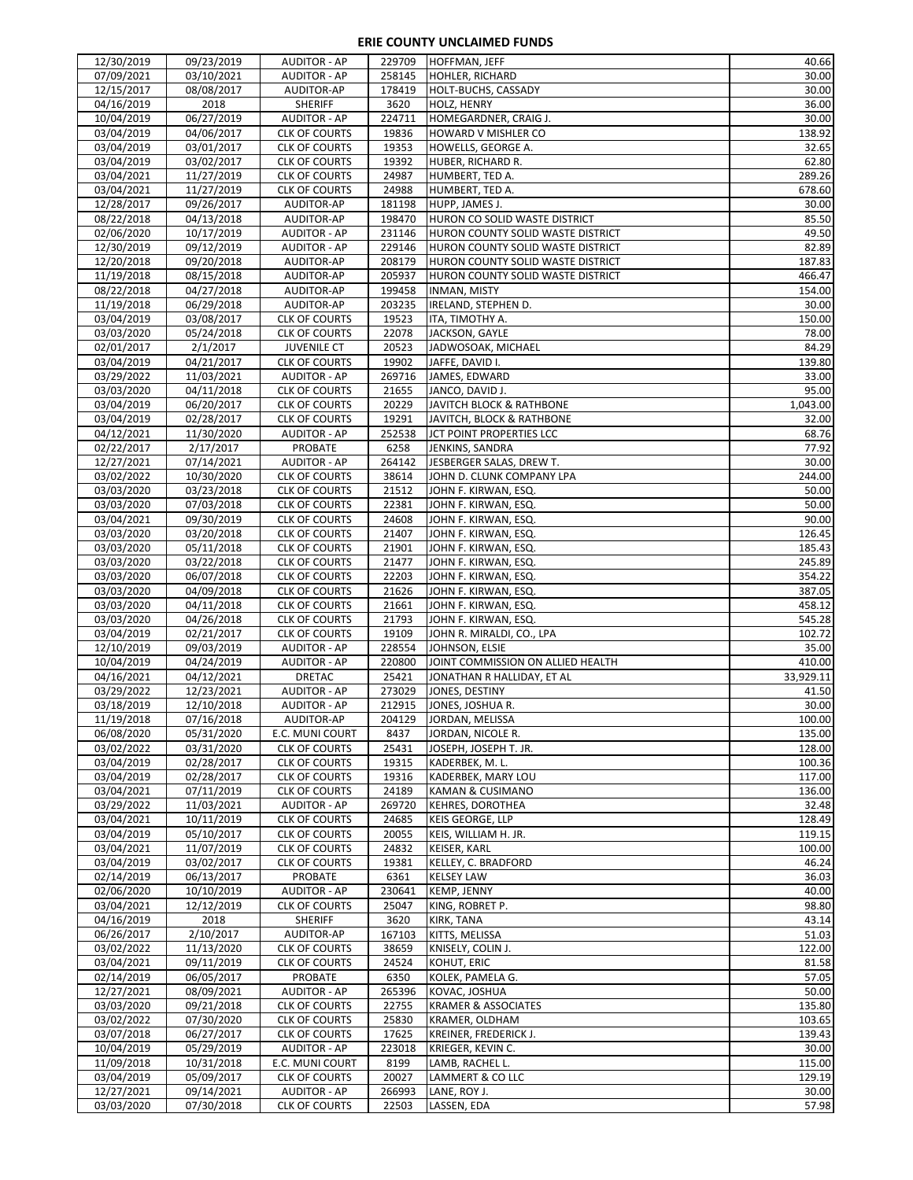# ERIE COUNTY UNCLAIMED FUNDS

| | | | | | |
|---|---|---|---|---|---|
| 12/30/2019 | 09/23/2019 | AUDITOR - AP | 229709 | HOFFMAN, JEFF | 40.66 |
| 07/09/2021 | 03/10/2021 | AUDITOR - AP | 258145 | HOHLER, RICHARD | 30.00 |
| 12/15/2017 | 08/08/2017 | AUDITOR-AP | 178419 | HOLT-BUCHS, CASSADY | 30.00 |
| 04/16/2019 | 2018 | SHERIFF | 3620 | HOLZ, HENRY | 36.00 |
| 10/04/2019 | 06/27/2019 | AUDITOR - AP | 224711 | HOMEGARDNER, CRAIG J. | 30.00 |
| 03/04/2019 | 04/06/2017 | CLK OF COURTS | 19836 | HOWARD V MISHLER CO | 138.92 |
| 03/04/2019 | 03/01/2017 | CLK OF COURTS | 19353 | HOWELLS, GEORGE A. | 32.65 |
| 03/04/2019 | 03/02/2017 | CLK OF COURTS | 19392 | HUBER, RICHARD R. | 62.80 |
| 03/04/2021 | 11/27/2019 | CLK OF COURTS | 24987 | HUMBERT, TED A. | 289.26 |
| 03/04/2021 | 11/27/2019 | CLK OF COURTS | 24988 | HUMBERT, TED A. | 678.60 |
| 12/28/2017 | 09/26/2017 | AUDITOR-AP | 181198 | HUPP, JAMES J. | 30.00 |
| 08/22/2018 | 04/13/2018 | AUDITOR-AP | 198470 | HURON CO SOLID WASTE DISTRICT | 85.50 |
| 02/06/2020 | 10/17/2019 | AUDITOR - AP | 231146 | HURON COUNTY SOLID WASTE DISTRICT | 49.50 |
| 12/30/2019 | 09/12/2019 | AUDITOR - AP | 229146 | HURON COUNTY SOLID WASTE DISTRICT | 82.89 |
| 12/20/2018 | 09/20/2018 | AUDITOR-AP | 208179 | HURON COUNTY SOLID WASTE DISTRICT | 187.83 |
| 11/19/2018 | 08/15/2018 | AUDITOR-AP | 205937 | HURON COUNTY SOLID WASTE DISTRICT | 466.47 |
| 08/22/2018 | 04/27/2018 | AUDITOR-AP | 199458 | INMAN, MISTY | 154.00 |
| 11/19/2018 | 06/29/2018 | AUDITOR-AP | 203235 | IRELAND, STEPHEN D. | 30.00 |
| 03/04/2019 | 03/08/2017 | CLK OF COURTS | 19523 | ITA, TIMOTHY A. | 150.00 |
| 03/03/2020 | 05/24/2018 | CLK OF COURTS | 22078 | JACKSON, GAYLE | 78.00 |
| 02/01/2017 | 2/1/2017 | JUVENILE CT | 20523 | JADWOSOAK, MICHAEL | 84.29 |
| 03/04/2019 | 04/21/2017 | CLK OF COURTS | 19902 | JAFFE, DAVID I. | 139.80 |
| 03/29/2022 | 11/03/2021 | AUDITOR - AP | 269716 | JAMES, EDWARD | 33.00 |
| 03/03/2020 | 04/11/2018 | CLK OF COURTS | 21655 | JANCO, DAVID J. | 95.00 |
| 03/04/2019 | 06/20/2017 | CLK OF COURTS | 20229 | JAVITCH BLOCK & RATHBONE | 1,043.00 |
| 03/04/2019 | 02/28/2017 | CLK OF COURTS | 19291 | JAVITCH, BLOCK & RATHBONE | 32.00 |
| 04/12/2021 | 11/30/2020 | AUDITOR - AP | 252538 | JCT POINT PROPERTIES LCC | 68.76 |
| 02/22/2017 | 2/17/2017 | PROBATE | 6258 | JENKINS, SANDRA | 77.92 |
| 12/27/2021 | 07/14/2021 | AUDITOR - AP | 264142 | JESBERGER SALAS, DREW T. | 30.00 |
| 03/02/2022 | 10/30/2020 | CLK OF COURTS | 38614 | JOHN D. CLUNK COMPANY LPA | 244.00 |
| 03/03/2020 | 03/23/2018 | CLK OF COURTS | 21512 | JOHN F. KIRWAN, ESQ. | 50.00 |
| 03/03/2020 | 07/03/2018 | CLK OF COURTS | 22381 | JOHN F. KIRWAN, ESQ. | 50.00 |
| 03/04/2021 | 09/30/2019 | CLK OF COURTS | 24608 | JOHN F. KIRWAN, ESQ. | 90.00 |
| 03/03/2020 | 03/20/2018 | CLK OF COURTS | 21407 | JOHN F. KIRWAN, ESQ. | 126.45 |
| 03/03/2020 | 05/11/2018 | CLK OF COURTS | 21901 | JOHN F. KIRWAN, ESQ. | 185.43 |
| 03/03/2020 | 03/22/2018 | CLK OF COURTS | 21477 | JOHN F. KIRWAN, ESQ. | 245.89 |
| 03/03/2020 | 06/07/2018 | CLK OF COURTS | 22203 | JOHN F. KIRWAN, ESQ. | 354.22 |
| 03/03/2020 | 04/09/2018 | CLK OF COURTS | 21626 | JOHN F. KIRWAN, ESQ. | 387.05 |
| 03/03/2020 | 04/11/2018 | CLK OF COURTS | 21661 | JOHN F. KIRWAN, ESQ. | 458.12 |
| 03/03/2020 | 04/26/2018 | CLK OF COURTS | 21793 | JOHN F. KIRWAN, ESQ. | 545.28 |
| 03/04/2019 | 02/21/2017 | CLK OF COURTS | 19109 | JOHN R. MIRALDI, CO., LPA | 102.72 |
| 12/10/2019 | 09/03/2019 | AUDITOR - AP | 228554 | JOHNSON, ELSIE | 35.00 |
| 10/04/2019 | 04/24/2019 | AUDITOR - AP | 220800 | JOINT COMMISSION ON ALLIED HEALTH | 410.00 |
| 04/16/2021 | 04/12/2021 | DRETAC | 25421 | JONATHAN R HALLIDAY, ET AL | 33,929.11 |
| 03/29/2022 | 12/23/2021 | AUDITOR - AP | 273029 | JONES, DESTINY | 41.50 |
| 03/18/2019 | 12/10/2018 | AUDITOR - AP | 212915 | JONES, JOSHUA R. | 30.00 |
| 11/19/2018 | 07/16/2018 | AUDITOR-AP | 204129 | JORDAN, MELISSA | 100.00 |
| 06/08/2020 | 05/31/2020 | E.C. MUNI COURT | 8437 | JORDAN, NICOLE R. | 135.00 |
| 03/02/2022 | 03/31/2020 | CLK OF COURTS | 25431 | JOSEPH, JOSEPH T. JR. | 128.00 |
| 03/04/2019 | 02/28/2017 | CLK OF COURTS | 19315 | KADERBEK, M. L. | 100.36 |
| 03/04/2019 | 02/28/2017 | CLK OF COURTS | 19316 | KADERBEK, MARY LOU | 117.00 |
| 03/04/2021 | 07/11/2019 | CLK OF COURTS | 24189 | KAMAN & CUSIMANO | 136.00 |
| 03/29/2022 | 11/03/2021 | AUDITOR - AP | 269720 | KEHRES, DOROTHEA | 32.48 |
| 03/04/2021 | 10/11/2019 | CLK OF COURTS | 24685 | KEIS GEORGE, LLP | 128.49 |
| 03/04/2019 | 05/10/2017 | CLK OF COURTS | 20055 | KEIS, WILLIAM H. JR. | 119.15 |
| 03/04/2021 | 11/07/2019 | CLK OF COURTS | 24832 | KEISER, KARL | 100.00 |
| 03/04/2019 | 03/02/2017 | CLK OF COURTS | 19381 | KELLEY, C. BRADFORD | 46.24 |
| 02/14/2019 | 06/13/2017 | PROBATE | 6361 | KELSEY LAW | 36.03 |
| 02/06/2020 | 10/10/2019 | AUDITOR - AP | 230641 | KEMP, JENNY | 40.00 |
| 03/04/2021 | 12/12/2019 | CLK OF COURTS | 25047 | KING, ROBRET P. | 98.80 |
| 04/16/2019 | 2018 | SHERIFF | 3620 | KIRK, TANA | 43.14 |
| 06/26/2017 | 2/10/2017 | AUDITOR-AP | 167103 | KITTS, MELISSA | 51.03 |
| 03/02/2022 | 11/13/2020 | CLK OF COURTS | 38659 | KNISELY, COLIN J. | 122.00 |
| 03/04/2021 | 09/11/2019 | CLK OF COURTS | 24524 | KOHUT, ERIC | 81.58 |
| 02/14/2019 | 06/05/2017 | PROBATE | 6350 | KOLEK, PAMELA G. | 57.05 |
| 12/27/2021 | 08/09/2021 | AUDITOR - AP | 265396 | KOVAC, JOSHUA | 50.00 |
| 03/03/2020 | 09/21/2018 | CLK OF COURTS | 22755 | KRAMER & ASSOCIATES | 135.80 |
| 03/02/2022 | 07/30/2020 | CLK OF COURTS | 25830 | KRAMER, OLDHAM | 103.65 |
| 03/07/2018 | 06/27/2017 | CLK OF COURTS | 17625 | KREINER, FREDERICK J. | 139.43 |
| 10/04/2019 | 05/29/2019 | AUDITOR - AP | 223018 | KRIEGER, KEVIN C. | 30.00 |
| 11/09/2018 | 10/31/2018 | E.C. MUNI COURT | 8199 | LAMB, RACHEL L. | 115.00 |
| 03/04/2019 | 05/09/2017 | CLK OF COURTS | 20027 | LAMMERT & CO LLC | 129.19 |
| 12/27/2021 | 09/14/2021 | AUDITOR - AP | 266993 | LANE, ROY J. | 30.00 |
| 03/03/2020 | 07/30/2018 | CLK OF COURTS | 22503 | LASSEN, EDA | 57.98 |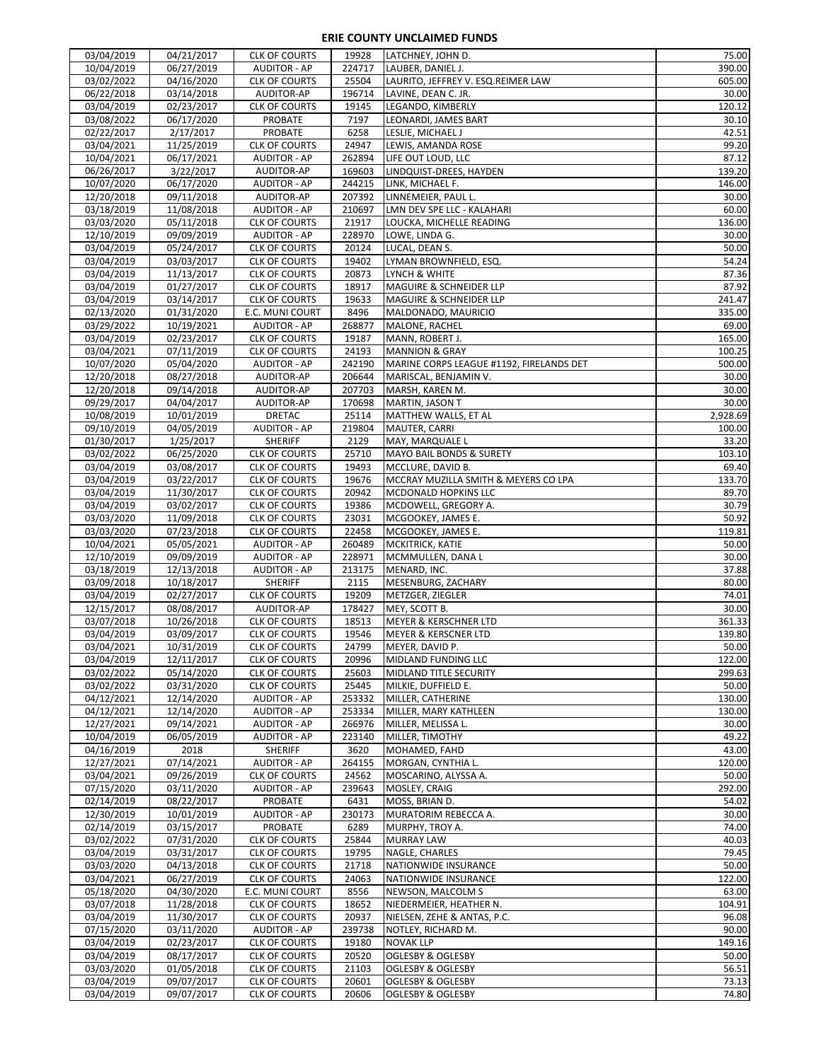# ERIE COUNTY UNCLAIMED FUNDS

| | | | | | |
|---|---|---|---|---|---|
| 03/04/2019 | 04/21/2017 | CLK OF COURTS | 19928 | LATCHNEY, JOHN D. | 75.00 |
| 10/04/2019 | 06/27/2019 | AUDITOR - AP | 224717 | LAUBER, DANIEL J. | 390.00 |
| 03/02/2022 | 04/16/2020 | CLK OF COURTS | 25504 | LAURITO, JEFFREY V. ESQ.REIMER LAW | 605.00 |
| 06/22/2018 | 03/14/2018 | AUDITOR-AP | 196714 | LAVINE, DEAN C. JR. | 30.00 |
| 03/04/2019 | 02/23/2017 | CLK OF COURTS | 19145 | LEGANDO, KIMBERLY | 120.12 |
| 03/08/2022 | 06/17/2020 | PROBATE | 7197 | LEONARDI, JAMES BART | 30.10 |
| 02/22/2017 | 2/17/2017 | PROBATE | 6258 | LESLIE, MICHAEL J | 42.51 |
| 03/04/2021 | 11/25/2019 | CLK OF COURTS | 24947 | LEWIS, AMANDA ROSE | 99.20 |
| 10/04/2021 | 06/17/2021 | AUDITOR - AP | 262894 | LIFE OUT LOUD, LLC | 87.12 |
| 06/26/2017 | 3/22/2017 | AUDITOR-AP | 169603 | LINDQUIST-DREES, HAYDEN | 139.20 |
| 10/07/2020 | 06/17/2020 | AUDITOR - AP | 244215 | LINK, MICHAEL F. | 146.00 |
| 12/20/2018 | 09/11/2018 | AUDITOR-AP | 207392 | LINNEMEIER, PAUL L. | 30.00 |
| 03/18/2019 | 11/08/2018 | AUDITOR - AP | 210697 | LMN DEV SPE LLC - KALAHARI | 60.00 |
| 03/03/2020 | 05/11/2018 | CLK OF COURTS | 21917 | LOUCKA, MICHELLE READING | 136.00 |
| 12/10/2019 | 09/09/2019 | AUDITOR - AP | 228970 | LOWE, LINDA G. | 30.00 |
| 03/04/2019 | 05/24/2017 | CLK OF COURTS | 20124 | LUCAL, DEAN S. | 50.00 |
| 03/04/2019 | 03/03/2017 | CLK OF COURTS | 19402 | LYMAN BROWNFIELD, ESQ. | 54.24 |
| 03/04/2019 | 11/13/2017 | CLK OF COURTS | 20873 | LYNCH & WHITE | 87.36 |
| 03/04/2019 | 01/27/2017 | CLK OF COURTS | 18917 | MAGUIRE & SCHNEIDER LLP | 87.92 |
| 03/04/2019 | 03/14/2017 | CLK OF COURTS | 19633 | MAGUIRE & SCHNEIDER LLP | 241.47 |
| 02/13/2020 | 01/31/2020 | E.C. MUNI COURT | 8496 | MALDONADO, MAURICIO | 335.00 |
| 03/29/2022 | 10/19/2021 | AUDITOR - AP | 268877 | MALONE, RACHEL | 69.00 |
| 03/04/2019 | 02/23/2017 | CLK OF COURTS | 19187 | MANN, ROBERT J. | 165.00 |
| 03/04/2021 | 07/11/2019 | CLK OF COURTS | 24193 | MANNION & GRAY | 100.25 |
| 10/07/2020 | 05/04/2020 | AUDITOR - AP | 242190 | MARINE CORPS LEAGUE #1192, FIRELANDS DET | 500.00 |
| 12/20/2018 | 08/27/2018 | AUDITOR-AP | 206644 | MARISCAL, BENJAMIN V. | 30.00 |
| 12/20/2018 | 09/14/2018 | AUDITOR-AP | 207703 | MARSH, KAREN M. | 30.00 |
| 09/29/2017 | 04/04/2017 | AUDITOR-AP | 170698 | MARTIN, JASON T | 30.00 |
| 10/08/2019 | 10/01/2019 | DRETAC | 25114 | MATTHEW WALLS, ET AL | 2,928.69 |
| 09/10/2019 | 04/05/2019 | AUDITOR - AP | 219804 | MAUTER, CARRI | 100.00 |
| 01/30/2017 | 1/25/2017 | SHERIFF | 2129 | MAY, MARQUALE L | 33.20 |
| 03/02/2022 | 06/25/2020 | CLK OF COURTS | 25710 | MAYO BAIL BONDS & SURETY | 103.10 |
| 03/04/2019 | 03/08/2017 | CLK OF COURTS | 19493 | MCCLURE, DAVID B. | 69.40 |
| 03/04/2019 | 03/22/2017 | CLK OF COURTS | 19676 | MCCRAY MUZILLA SMITH & MEYERS CO LPA | 133.70 |
| 03/04/2019 | 11/30/2017 | CLK OF COURTS | 20942 | MCDONALD HOPKINS LLC | 89.70 |
| 03/04/2019 | 03/02/2017 | CLK OF COURTS | 19386 | MCDOWELL, GREGORY A. | 30.79 |
| 03/03/2020 | 11/09/2018 | CLK OF COURTS | 23031 | MCGOOKEY, JAMES E. | 50.92 |
| 03/03/2020 | 07/23/2018 | CLK OF COURTS | 22458 | MCGOOKEY, JAMES E. | 119.81 |
| 10/04/2021 | 05/05/2021 | AUDITOR - AP | 260489 | MCKITRICK, KATIE | 50.00 |
| 12/10/2019 | 09/09/2019 | AUDITOR - AP | 228971 | MCMMULLEN, DANA L | 30.00 |
| 03/18/2019 | 12/13/2018 | AUDITOR - AP | 213175 | MENARD, INC. | 37.88 |
| 03/09/2018 | 10/18/2017 | SHERIFF | 2115 | MESENBURG, ZACHARY | 80.00 |
| 03/04/2019 | 02/27/2017 | CLK OF COURTS | 19209 | METZGER, ZIEGLER | 74.01 |
| 12/15/2017 | 08/08/2017 | AUDITOR-AP | 178427 | MEY, SCOTT B. | 30.00 |
| 03/07/2018 | 10/26/2018 | CLK OF COURTS | 18513 | MEYER & KERSCHNER LTD | 361.33 |
| 03/04/2019 | 03/09/2017 | CLK OF COURTS | 19546 | MEYER & KERSCNER LTD | 139.80 |
| 03/04/2021 | 10/31/2019 | CLK OF COURTS | 24799 | MEYER, DAVID P. | 50.00 |
| 03/04/2019 | 12/11/2017 | CLK OF COURTS | 20996 | MIDLAND FUNDING LLC | 122.00 |
| 03/02/2022 | 05/14/2020 | CLK OF COURTS | 25603 | MIDLAND TITLE SECURITY | 299.63 |
| 03/02/2022 | 03/31/2020 | CLK OF COURTS | 25445 | MILKIE, DUFFIELD E. | 50.00 |
| 04/12/2021 | 12/14/2020 | AUDITOR - AP | 253332 | MILLER, CATHERINE | 130.00 |
| 04/12/2021 | 12/14/2020 | AUDITOR - AP | 253334 | MILLER, MARY KATHLEEN | 130.00 |
| 12/27/2021 | 09/14/2021 | AUDITOR - AP | 266976 | MILLER, MELISSA L. | 30.00 |
| 10/04/2019 | 06/05/2019 | AUDITOR - AP | 223140 | MILLER, TIMOTHY | 49.22 |
| 04/16/2019 | 2018 | SHERIFF | 3620 | MOHAMED, FAHD | 43.00 |
| 12/27/2021 | 07/14/2021 | AUDITOR - AP | 264155 | MORGAN, CYNTHIA L. | 120.00 |
| 03/04/2021 | 09/26/2019 | CLK OF COURTS | 24562 | MOSCARINO, ALYSSA A. | 50.00 |
| 07/15/2020 | 03/11/2020 | AUDITOR - AP | 239643 | MOSLEY, CRAIG | 292.00 |
| 02/14/2019 | 08/22/2017 | PROBATE | 6431 | MOSS, BRIAN D. | 54.02 |
| 12/30/2019 | 10/01/2019 | AUDITOR - AP | 230173 | MURATORIM REBECCA A. | 30.00 |
| 02/14/2019 | 03/15/2017 | PROBATE | 6289 | MURPHY, TROY A. | 74.00 |
| 03/02/2022 | 07/31/2020 | CLK OF COURTS | 25844 | MURRAY LAW | 40.03 |
| 03/04/2019 | 03/31/2017 | CLK OF COURTS | 19795 | NAGLE, CHARLES | 79.45 |
| 03/03/2020 | 04/13/2018 | CLK OF COURTS | 21718 | NATIONWIDE INSURANCE | 50.00 |
| 03/04/2021 | 06/27/2019 | CLK OF COURTS | 24063 | NATIONWIDE INSURANCE | 122.00 |
| 05/18/2020 | 04/30/2020 | E.C. MUNI COURT | 8556 | NEWSON, MALCOLM S | 63.00 |
| 03/07/2018 | 11/28/2018 | CLK OF COURTS | 18652 | NIEDERMEIER, HEATHER N. | 104.91 |
| 03/04/2019 | 11/30/2017 | CLK OF COURTS | 20937 | NIELSEN, ZEHE & ANTAS, P.C. | 96.08 |
| 07/15/2020 | 03/11/2020 | AUDITOR - AP | 239738 | NOTLEY, RICHARD M. | 90.00 |
| 03/04/2019 | 02/23/2017 | CLK OF COURTS | 19180 | NOVAK LLP | 149.16 |
| 03/04/2019 | 08/17/2017 | CLK OF COURTS | 20520 | OGLESBY & OGLESBY | 50.00 |
| 03/03/2020 | 01/05/2018 | CLK OF COURTS | 21103 | OGLESBY & OGLESBY | 56.51 |
| 03/04/2019 | 09/07/2017 | CLK OF COURTS | 20601 | OGLESBY & OGLESBY | 73.13 |
| 03/04/2019 | 09/07/2017 | CLK OF COURTS | 20606 | OGLESBY & OGLESBY | 74.80 |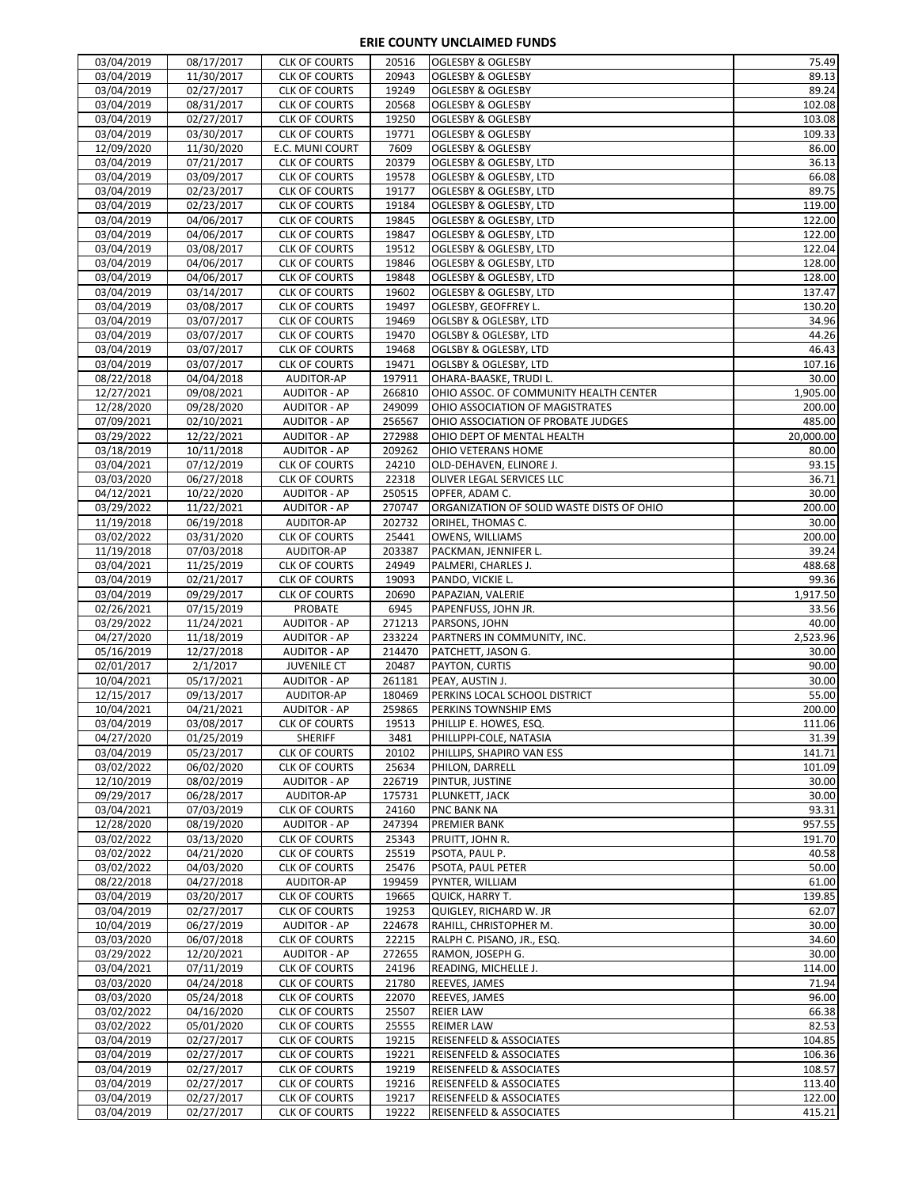# ERIE COUNTY UNCLAIMED FUNDS

| | | | | | |
|---|---|---|---|---|---|
| 03/04/2019 | 08/17/2017 | CLK OF COURTS | 20516 | OGLESBY & OGLESBY | 75.49 |
| 03/04/2019 | 11/30/2017 | CLK OF COURTS | 20943 | OGLESBY & OGLESBY | 89.13 |
| 03/04/2019 | 02/27/2017 | CLK OF COURTS | 19249 | OGLESBY & OGLESBY | 89.24 |
| 03/04/2019 | 08/31/2017 | CLK OF COURTS | 20568 | OGLESBY & OGLESBY | 102.08 |
| 03/04/2019 | 02/27/2017 | CLK OF COURTS | 19250 | OGLESBY & OGLESBY | 103.08 |
| 03/04/2019 | 03/30/2017 | CLK OF COURTS | 19771 | OGLESBY & OGLESBY | 109.33 |
| 12/09/2020 | 11/30/2020 | E.C. MUNI COURT | 7609 | OGLESBY & OGLESBY | 86.00 |
| 03/04/2019 | 07/21/2017 | CLK OF COURTS | 20379 | OGLESBY & OGLESBY, LTD | 36.13 |
| 03/04/2019 | 03/09/2017 | CLK OF COURTS | 19578 | OGLESBY & OGLESBY, LTD | 66.08 |
| 03/04/2019 | 02/23/2017 | CLK OF COURTS | 19177 | OGLESBY & OGLESBY, LTD | 89.75 |
| 03/04/2019 | 02/23/2017 | CLK OF COURTS | 19184 | OGLESBY & OGLESBY, LTD | 119.00 |
| 03/04/2019 | 04/06/2017 | CLK OF COURTS | 19845 | OGLESBY & OGLESBY, LTD | 122.00 |
| 03/04/2019 | 04/06/2017 | CLK OF COURTS | 19847 | OGLESBY & OGLESBY, LTD | 122.00 |
| 03/04/2019 | 03/08/2017 | CLK OF COURTS | 19512 | OGLESBY & OGLESBY, LTD | 122.04 |
| 03/04/2019 | 04/06/2017 | CLK OF COURTS | 19846 | OGLESBY & OGLESBY, LTD | 128.00 |
| 03/04/2019 | 04/06/2017 | CLK OF COURTS | 19848 | OGLESBY & OGLESBY, LTD | 128.00 |
| 03/04/2019 | 03/14/2017 | CLK OF COURTS | 19602 | OGLESBY & OGLESBY, LTD | 137.47 |
| 03/04/2019 | 03/08/2017 | CLK OF COURTS | 19497 | OGLESBY, GEOFFREY L. | 130.20 |
| 03/04/2019 | 03/07/2017 | CLK OF COURTS | 19469 | OGLSBY & OGLESBY, LTD | 34.96 |
| 03/04/2019 | 03/07/2017 | CLK OF COURTS | 19470 | OGLSBY & OGLESBY, LTD | 44.26 |
| 03/04/2019 | 03/07/2017 | CLK OF COURTS | 19468 | OGLSBY & OGLESBY, LTD | 46.43 |
| 03/04/2019 | 03/07/2017 | CLK OF COURTS | 19471 | OGLSBY & OGLESBY, LTD | 107.16 |
| 08/22/2018 | 04/04/2018 | AUDITOR-AP | 197911 | OHARA-BAASKE, TRUDI L. | 30.00 |
| 12/27/2021 | 09/08/2021 | AUDITOR - AP | 266810 | OHIO ASSOC. OF COMMUNITY HEALTH CENTER | 1,905.00 |
| 12/28/2020 | 09/28/2020 | AUDITOR - AP | 249099 | OHIO ASSOCIATION OF MAGISTRATES | 200.00 |
| 07/09/2021 | 02/10/2021 | AUDITOR - AP | 256567 | OHIO ASSOCIATION OF PROBATE JUDGES | 485.00 |
| 03/29/2022 | 12/22/2021 | AUDITOR - AP | 272988 | OHIO DEPT OF MENTAL HEALTH | 20,000.00 |
| 03/18/2019 | 10/11/2018 | AUDITOR - AP | 209262 | OHIO VETERANS HOME | 80.00 |
| 03/04/2021 | 07/12/2019 | CLK OF COURTS | 24210 | OLD-DEHAVEN, ELINORE J. | 93.15 |
| 03/03/2020 | 06/27/2018 | CLK OF COURTS | 22318 | OLIVER LEGAL SERVICES LLC | 36.71 |
| 04/12/2021 | 10/22/2020 | AUDITOR - AP | 250515 | OPFER, ADAM C. | 30.00 |
| 03/29/2022 | 11/22/2021 | AUDITOR - AP | 270747 | ORGANIZATION OF SOLID WASTE DISTS OF OHIO | 200.00 |
| 11/19/2018 | 06/19/2018 | AUDITOR-AP | 202732 | ORIHEL, THOMAS C. | 30.00 |
| 03/02/2022 | 03/31/2020 | CLK OF COURTS | 25441 | OWENS, WILLIAMS | 200.00 |
| 11/19/2018 | 07/03/2018 | AUDITOR-AP | 203387 | PACKMAN, JENNIFER L. | 39.24 |
| 03/04/2021 | 11/25/2019 | CLK OF COURTS | 24949 | PALMERI, CHARLES J. | 488.68 |
| 03/04/2019 | 02/21/2017 | CLK OF COURTS | 19093 | PANDO, VICKIE L. | 99.36 |
| 03/04/2019 | 09/29/2017 | CLK OF COURTS | 20690 | PAPAZIAN, VALERIE | 1,917.50 |
| 02/26/2021 | 07/15/2019 | PROBATE | 6945 | PAPENFUSS, JOHN JR. | 33.56 |
| 03/29/2022 | 11/24/2021 | AUDITOR - AP | 271213 | PARSONS, JOHN | 40.00 |
| 04/27/2020 | 11/18/2019 | AUDITOR - AP | 233224 | PARTNERS IN COMMUNITY, INC. | 2,523.96 |
| 05/16/2019 | 12/27/2018 | AUDITOR - AP | 214470 | PATCHETT, JASON G. | 30.00 |
| 02/01/2017 | 2/1/2017 | JUVENILE CT | 20487 | PAYTON, CURTIS | 90.00 |
| 10/04/2021 | 05/17/2021 | AUDITOR - AP | 261181 | PEAY, AUSTIN J. | 30.00 |
| 12/15/2017 | 09/13/2017 | AUDITOR-AP | 180469 | PERKINS LOCAL SCHOOL DISTRICT | 55.00 |
| 10/04/2021 | 04/21/2021 | AUDITOR - AP | 259865 | PERKINS TOWNSHIP EMS | 200.00 |
| 03/04/2019 | 03/08/2017 | CLK OF COURTS | 19513 | PHILLIP E. HOWES, ESQ. | 111.06 |
| 04/27/2020 | 01/25/2019 | SHERIFF | 3481 | PHILLIPPI-COLE, NATASIA | 31.39 |
| 03/04/2019 | 05/23/2017 | CLK OF COURTS | 20102 | PHILLIPS, SHAPIRO VAN ESS | 141.71 |
| 03/02/2022 | 06/02/2020 | CLK OF COURTS | 25634 | PHILON, DARRELL | 101.09 |
| 12/10/2019 | 08/02/2019 | AUDITOR - AP | 226719 | PINTUR, JUSTINE | 30.00 |
| 09/29/2017 | 06/28/2017 | AUDITOR-AP | 175731 | PLUNKETT, JACK | 30.00 |
| 03/04/2021 | 07/03/2019 | CLK OF COURTS | 24160 | PNC BANK NA | 93.31 |
| 12/28/2020 | 08/19/2020 | AUDITOR - AP | 247394 | PREMIER BANK | 957.55 |
| 03/02/2022 | 03/13/2020 | CLK OF COURTS | 25343 | PRUITT, JOHN R. | 191.70 |
| 03/02/2022 | 04/21/2020 | CLK OF COURTS | 25519 | PSOTA, PAUL P. | 40.58 |
| 03/02/2022 | 04/03/2020 | CLK OF COURTS | 25476 | PSOTA, PAUL PETER | 50.00 |
| 08/22/2018 | 04/27/2018 | AUDITOR-AP | 199459 | PYNTER, WILLIAM | 61.00 |
| 03/04/2019 | 03/20/2017 | CLK OF COURTS | 19665 | QUICK, HARRY T. | 139.85 |
| 03/04/2019 | 02/27/2017 | CLK OF COURTS | 19253 | QUIGLEY, RICHARD W. JR | 62.07 |
| 10/04/2019 | 06/27/2019 | AUDITOR - AP | 224678 | RAHILL, CHRISTOPHER M. | 30.00 |
| 03/03/2020 | 06/07/2018 | CLK OF COURTS | 22215 | RALPH C. PISANO, JR., ESQ. | 34.60 |
| 03/29/2022 | 12/20/2021 | AUDITOR - AP | 272655 | RAMON, JOSEPH G. | 30.00 |
| 03/04/2021 | 07/11/2019 | CLK OF COURTS | 24196 | READING, MICHELLE J. | 114.00 |
| 03/03/2020 | 04/24/2018 | CLK OF COURTS | 21780 | REEVES, JAMES | 71.94 |
| 03/03/2020 | 05/24/2018 | CLK OF COURTS | 22070 | REEVES, JAMES | 96.00 |
| 03/02/2022 | 04/16/2020 | CLK OF COURTS | 25507 | REIER LAW | 66.38 |
| 03/02/2022 | 05/01/2020 | CLK OF COURTS | 25555 | REIMER LAW | 82.53 |
| 03/04/2019 | 02/27/2017 | CLK OF COURTS | 19215 | REISENFELD & ASSOCIATES | 104.85 |
| 03/04/2019 | 02/27/2017 | CLK OF COURTS | 19221 | REISENFELD & ASSOCIATES | 106.36 |
| 03/04/2019 | 02/27/2017 | CLK OF COURTS | 19219 | REISENFELD & ASSOCIATES | 108.57 |
| 03/04/2019 | 02/27/2017 | CLK OF COURTS | 19216 | REISENFELD & ASSOCIATES | 113.40 |
| 03/04/2019 | 02/27/2017 | CLK OF COURTS | 19217 | REISENFELD & ASSOCIATES | 122.00 |
| 03/04/2019 | 02/27/2017 | CLK OF COURTS | 19222 | REISENFELD & ASSOCIATES | 415.21 |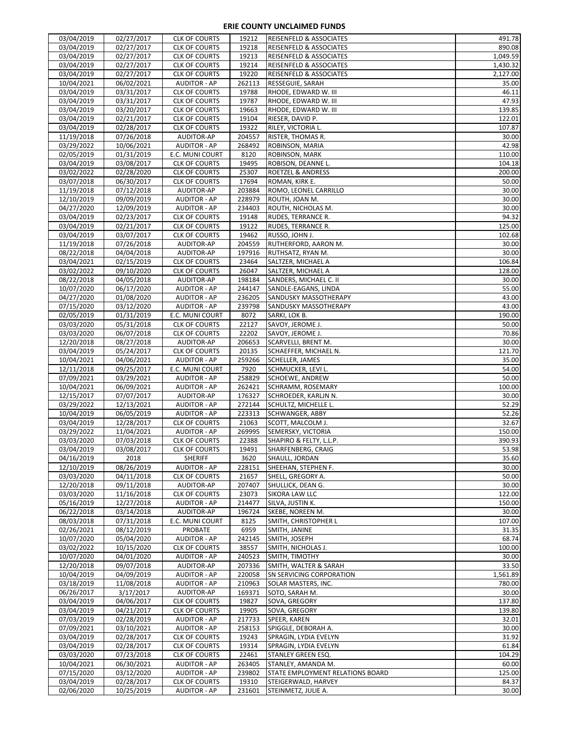# ERIE COUNTY UNCLAIMED FUNDS

| | | | | | |
|---|---|---|---|---|---|
| 03/04/2019 | 02/27/2017 | CLK OF COURTS | 19212 | REISENFELD & ASSOCIATES | 491.78 |
| 03/04/2019 | 02/27/2017 | CLK OF COURTS | 19218 | REISENFELD & ASSOCIATES | 890.08 |
| 03/04/2019 | 02/27/2017 | CLK OF COURTS | 19213 | REISENFELD & ASSOCIATES | 1,049.59 |
| 03/04/2019 | 02/27/2017 | CLK OF COURTS | 19214 | REISENFELD & ASSOCIATES | 1,430.32 |
| 03/04/2019 | 02/27/2017 | CLK OF COURTS | 19220 | REISENFELD & ASSOCIATES | 2,127.00 |
| 10/04/2021 | 06/02/2021 | AUDITOR - AP | 262113 | RESSEGUIE, SARAH | 35.00 |
| 03/04/2019 | 03/31/2017 | CLK OF COURTS | 19788 | RHODE, EDWARD W. III | 46.11 |
| 03/04/2019 | 03/31/2017 | CLK OF COURTS | 19787 | RHODE, EDWARD W. III | 47.93 |
| 03/04/2019 | 03/20/2017 | CLK OF COURTS | 19663 | RHODE, EDWARD W. III | 139.85 |
| 03/04/2019 | 02/21/2017 | CLK OF COURTS | 19104 | RIESER, DAVID P. | 122.01 |
| 03/04/2019 | 02/28/2017 | CLK OF COURTS | 19322 | RILEY, VICTORIA L. | 107.87 |
| 11/19/2018 | 07/26/2018 | AUDITOR-AP | 204557 | RISTER, THOMAS R. | 30.00 |
| 03/29/2022 | 10/06/2021 | AUDITOR - AP | 268492 | ROBINSON, MARIA | 42.98 |
| 02/05/2019 | 01/31/2019 | E.C. MUNI COURT | 8120 | ROBINSON, MARK | 110.00 |
| 03/04/2019 | 03/08/2017 | CLK OF COURTS | 19495 | ROBISON, DEANNE L. | 104.18 |
| 03/02/2022 | 02/28/2020 | CLK OF COURTS | 25307 | ROETZEL & ANDRESS | 200.00 |
| 03/07/2018 | 06/30/2017 | CLK OF COURTS | 17694 | ROMAN, KIRK E. | 50.00 |
| 11/19/2018 | 07/12/2018 | AUDITOR-AP | 203884 | ROMO, LEONEL CARRILLO | 30.00 |
| 12/10/2019 | 09/09/2019 | AUDITOR - AP | 228979 | ROUTH, JOAN M. | 30.00 |
| 04/27/2020 | 12/09/2019 | AUDITOR - AP | 234403 | ROUTH, NICHOLAS M. | 30.00 |
| 03/04/2019 | 02/23/2017 | CLK OF COURTS | 19148 | RUDES, TERRANCE R. | 94.32 |
| 03/04/2019 | 02/21/2017 | CLK OF COURTS | 19122 | RUDES, TERRANCE R. | 125.00 |
| 03/04/2019 | 03/07/2017 | CLK OF COURTS | 19462 | RUSSO, JOHN J. | 102.68 |
| 11/19/2018 | 07/26/2018 | AUDITOR-AP | 204559 | RUTHERFORD, AARON M. | 30.00 |
| 08/22/2018 | 04/04/2018 | AUDITOR-AP | 197916 | RUTHSATZ, RYAN M. | 30.00 |
| 03/04/2021 | 02/15/2019 | CLK OF COURTS | 23464 | SALTZER, MICHAEL A | 106.84 |
| 03/02/2022 | 09/10/2020 | CLK OF COURTS | 26047 | SALTZER, MICHAEL A | 128.00 |
| 08/22/2018 | 04/05/2018 | AUDITOR-AP | 198184 | SANDERS, MICHAEL C. II | 30.00 |
| 10/07/2020 | 06/17/2020 | AUDITOR - AP | 244147 | SANDLE-EAGANS, LINDA | 55.00 |
| 04/27/2020 | 01/08/2020 | AUDITOR - AP | 236205 | SANDUSKY MASSOTHERAPY | 43.00 |
| 07/15/2020 | 03/12/2020 | AUDITOR - AP | 239798 | SANDUSKY MASSOTHERAPY | 43.00 |
| 02/05/2019 | 01/31/2019 | E.C. MUNI COURT | 8072 | SARKI, LOK B. | 190.00 |
| 03/03/2020 | 05/31/2018 | CLK OF COURTS | 22127 | SAVOY, JEROME J. | 50.00 |
| 03/03/2020 | 06/07/2018 | CLK OF COURTS | 22202 | SAVOY, JEROME J. | 70.86 |
| 12/20/2018 | 08/27/2018 | AUDITOR-AP | 206653 | SCARVELLI, BRENT M. | 30.00 |
| 03/04/2019 | 05/24/2017 | CLK OF COURTS | 20135 | SCHAEFFER, MICHAEL N. | 121.70 |
| 10/04/2021 | 04/06/2021 | AUDITOR - AP | 259266 | SCHELLER, JAMES | 35.00 |
| 12/11/2018 | 09/25/2017 | E.C. MUNI COURT | 7920 | SCHMUCKER, LEVI L. | 54.00 |
| 07/09/2021 | 03/29/2021 | AUDITOR - AP | 258829 | SCHOEWE, ANDREW | 50.00 |
| 10/04/2021 | 06/09/2021 | AUDITOR - AP | 262421 | SCHRAMM, ROSEMARY | 100.00 |
| 12/15/2017 | 07/07/2017 | AUDITOR-AP | 176327 | SCHROEDER, KARLIN N. | 30.00 |
| 03/29/2022 | 12/13/2021 | AUDITOR - AP | 272144 | SCHULTZ, MICHELLE L. | 52.29 |
| 10/04/2019 | 06/05/2019 | AUDITOR - AP | 223313 | SCHWANGER, ABBY | 52.26 |
| 03/04/2019 | 12/28/2017 | CLK OF COURTS | 21063 | SCOTT, MALCOLM J. | 32.67 |
| 03/29/2022 | 11/04/2021 | AUDITOR - AP | 269995 | SEMERSKY, VICTORIA | 150.00 |
| 03/03/2020 | 07/03/2018 | CLK OF COURTS | 22388 | SHAPIRO & FELTY, L.L.P. | 390.93 |
| 03/04/2019 | 03/08/2017 | CLK OF COURTS | 19491 | SHARFENBERG, CRAIG | 53.98 |
| 04/16/2019 | 2018 | SHERIFF | 3620 | SHAULL, JORDAN | 35.60 |
| 12/10/2019 | 08/26/2019 | AUDITOR - AP | 228151 | SHEEHAN, STEPHEN F. | 30.00 |
| 03/03/2020 | 04/11/2018 | CLK OF COURTS | 21657 | SHELL, GREGORY A. | 50.00 |
| 12/20/2018 | 09/11/2018 | AUDITOR-AP | 207407 | SHULLICK, DEAN G. | 30.00 |
| 03/03/2020 | 11/16/2018 | CLK OF COURTS | 23073 | SIKORA LAW LLC | 122.00 |
| 05/16/2019 | 12/27/2018 | AUDITOR - AP | 214477 | SILVA, JUSTIN K. | 150.00 |
| 06/22/2018 | 03/14/2018 | AUDITOR-AP | 196724 | SKEBE, NOREEN M. | 30.00 |
| 08/03/2018 | 07/31/2018 | E.C. MUNI COURT | 8125 | SMITH, CHRISTOPHER L | 107.00 |
| 02/26/2021 | 08/12/2019 | PROBATE | 6959 | SMITH, JANINE | 31.35 |
| 10/07/2020 | 05/04/2020 | AUDITOR - AP | 242145 | SMITH, JOSEPH | 68.74 |
| 03/02/2022 | 10/15/2020 | CLK OF COURTS | 38557 | SMITH, NICHOLAS J. | 100.00 |
| 10/07/2020 | 04/01/2020 | AUDITOR - AP | 240523 | SMITH, TIMOTHY | 30.00 |
| 12/20/2018 | 09/07/2018 | AUDITOR-AP | 207336 | SMITH, WALTER & SARAH | 33.50 |
| 10/04/2019 | 04/09/2019 | AUDITOR - AP | 220058 | SN SERVICING CORPORATION | 1,561.89 |
| 03/18/2019 | 11/08/2018 | AUDITOR - AP | 210963 | SOLAR MASTERS, INC. | 780.00 |
| 06/26/2017 | 3/17/2017 | AUDITOR-AP | 169371 | SOTO, SARAH M. | 30.00 |
| 03/04/2019 | 04/06/2017 | CLK OF COURTS | 19827 | SOVA, GREGORY | 137.80 |
| 03/04/2019 | 04/21/2017 | CLK OF COURTS | 19905 | SOVA, GREGORY | 139.80 |
| 07/03/2019 | 02/28/2019 | AUDITOR - AP | 217733 | SPEER, KAREN | 32.01 |
| 07/09/2021 | 03/10/2021 | AUDITOR - AP | 258153 | SPIGGLE, DEBORAH A. | 30.00 |
| 03/04/2019 | 02/28/2017 | CLK OF COURTS | 19243 | SPRAGIN, LYDIA EVELYN | 31.92 |
| 03/04/2019 | 02/28/2017 | CLK OF COURTS | 19314 | SPRAGIN, LYDIA EVELYN | 61.84 |
| 03/03/2020 | 07/23/2018 | CLK OF COURTS | 22461 | STANLEY GREEN ESQ. | 104.29 |
| 10/04/2021 | 06/30/2021 | AUDITOR - AP | 263405 | STANLEY, AMANDA M. | 60.00 |
| 07/15/2020 | 03/12/2020 | AUDITOR - AP | 239802 | STATE EMPLOYMENT RELATIONS BOARD | 125.00 |
| 03/04/2019 | 02/28/2017 | CLK OF COURTS | 19310 | STEIGERWALD, HARVEY | 84.37 |
| 02/06/2020 | 10/25/2019 | AUDITOR - AP | 231601 | STEINMETZ, JULIE A. | 30.00 |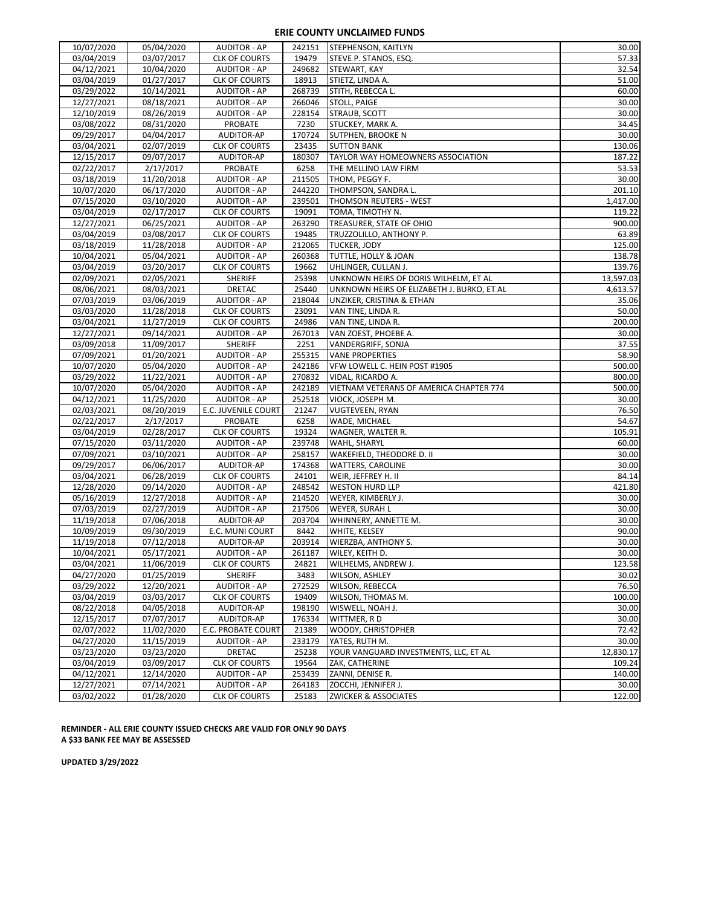## ERIE COUNTY UNCLAIMED FUNDS

| | | | | | |
|---|---|---|---|---|---|
| 10/07/2020 | 05/04/2020 | AUDITOR - AP | 242151 | STEPHENSON, KAITLYN | 30.00 |
| 03/04/2019 | 03/07/2017 | CLK OF COURTS | 19479 | STEVE P. STANOS, ESQ. | 57.33 |
| 04/12/2021 | 10/04/2020 | AUDITOR - AP | 249682 | STEWART, KAY | 32.54 |
| 03/04/2019 | 01/27/2017 | CLK OF COURTS | 18913 | STIETZ, LINDA A. | 51.00 |
| 03/29/2022 | 10/14/2021 | AUDITOR - AP | 268739 | STITH, REBECCA L. | 60.00 |
| 12/27/2021 | 08/18/2021 | AUDITOR - AP | 266046 | STOLL, PAIGE | 30.00 |
| 12/10/2019 | 08/26/2019 | AUDITOR - AP | 228154 | STRAUB, SCOTT | 30.00 |
| 03/08/2022 | 08/31/2020 | PROBATE | 7230 | STUCKEY, MARK A. | 34.45 |
| 09/29/2017 | 04/04/2017 | AUDITOR-AP | 170724 | SUTPHEN, BROOKE N | 30.00 |
| 03/04/2021 | 02/07/2019 | CLK OF COURTS | 23435 | SUTTON BANK | 130.06 |
| 12/15/2017 | 09/07/2017 | AUDITOR-AP | 180307 | TAYLOR WAY HOMEOWNERS ASSOCIATION | 187.22 |
| 02/22/2017 | 2/17/2017 | PROBATE | 6258 | THE MELLINO LAW FIRM | 53.53 |
| 03/18/2019 | 11/20/2018 | AUDITOR - AP | 211505 | THOM, PEGGY F. | 30.00 |
| 10/07/2020 | 06/17/2020 | AUDITOR - AP | 244220 | THOMPSON, SANDRA L. | 201.10 |
| 07/15/2020 | 03/10/2020 | AUDITOR - AP | 239501 | THOMSON REUTERS - WEST | 1,417.00 |
| 03/04/2019 | 02/17/2017 | CLK OF COURTS | 19091 | TOMA, TIMOTHY N. | 119.22 |
| 12/27/2021 | 06/25/2021 | AUDITOR - AP | 263290 | TREASURER, STATE OF OHIO | 900.00 |
| 03/04/2019 | 03/08/2017 | CLK OF COURTS | 19485 | TRUZZOLILLO, ANTHONY P. | 63.89 |
| 03/18/2019 | 11/28/2018 | AUDITOR - AP | 212065 | TUCKER, JODY | 125.00 |
| 10/04/2021 | 05/04/2021 | AUDITOR - AP | 260368 | TUTTLE, HOLLY & JOAN | 138.78 |
| 03/04/2019 | 03/20/2017 | CLK OF COURTS | 19662 | UHLINGER, CULLAN J. | 139.76 |
| 02/09/2021 | 02/05/2021 | SHERIFF | 25398 | UNKNOWN HEIRS OF DORIS WILHELM, ET AL | 13,597.03 |
| 08/06/2021 | 08/03/2021 | DRETAC | 25440 | UNKNOWN HEIRS OF ELIZABETH J. BURKO, ET AL | 4,613.57 |
| 07/03/2019 | 03/06/2019 | AUDITOR - AP | 218044 | UNZIKER, CRISTINA & ETHAN | 35.06 |
| 03/03/2020 | 11/28/2018 | CLK OF COURTS | 23091 | VAN TINE, LINDA R. | 50.00 |
| 03/04/2021 | 11/27/2019 | CLK OF COURTS | 24986 | VAN TINE, LINDA R. | 200.00 |
| 12/27/2021 | 09/14/2021 | AUDITOR - AP | 267013 | VAN ZOEST, PHOEBE A. | 30.00 |
| 03/09/2018 | 11/09/2017 | SHERIFF | 2251 | VANDERGRIFF, SONJA | 37.55 |
| 07/09/2021 | 01/20/2021 | AUDITOR - AP | 255315 | VANE PROPERTIES | 58.90 |
| 10/07/2020 | 05/04/2020 | AUDITOR - AP | 242186 | VFW LOWELL C. HEIN POST #1905 | 500.00 |
| 03/29/2022 | 11/22/2021 | AUDITOR - AP | 270832 | VIDAL, RICARDO A. | 800.00 |
| 10/07/2020 | 05/04/2020 | AUDITOR - AP | 242189 | VIETNAM VETERANS OF AMERICA CHAPTER 774 | 500.00 |
| 04/12/2021 | 11/25/2020 | AUDITOR - AP | 252518 | VIOCK, JOSEPH M. | 30.00 |
| 02/03/2021 | 08/20/2019 | E.C. JUVENILE COURT | 21247 | VUGTEVEEN, RYAN | 76.50 |
| 02/22/2017 | 2/17/2017 | PROBATE | 6258 | WADE, MICHAEL | 54.67 |
| 03/04/2019 | 02/28/2017 | CLK OF COURTS | 19324 | WAGNER, WALTER R. | 105.91 |
| 07/15/2020 | 03/11/2020 | AUDITOR - AP | 239748 | WAHL, SHARYL | 60.00 |
| 07/09/2021 | 03/10/2021 | AUDITOR - AP | 258157 | WAKEFIELD, THEODORE D. II | 30.00 |
| 09/29/2017 | 06/06/2017 | AUDITOR-AP | 174368 | WATTERS, CAROLINE | 30.00 |
| 03/04/2021 | 06/28/2019 | CLK OF COURTS | 24101 | WEIR, JEFFREY H. II | 84.14 |
| 12/28/2020 | 09/14/2020 | AUDITOR - AP | 248542 | WESTON HURD LLP | 421.80 |
| 05/16/2019 | 12/27/2018 | AUDITOR - AP | 214520 | WEYER, KIMBERLY J. | 30.00 |
| 07/03/2019 | 02/27/2019 | AUDITOR - AP | 217506 | WEYER, SURAH L | 30.00 |
| 11/19/2018 | 07/06/2018 | AUDITOR-AP | 203704 | WHINNERY, ANNETTE M. | 30.00 |
| 10/09/2019 | 09/30/2019 | E.C. MUNI COURT | 8442 | WHITE, KELSEY | 90.00 |
| 11/19/2018 | 07/12/2018 | AUDITOR-AP | 203914 | WIERZBA, ANTHONY S. | 30.00 |
| 10/04/2021 | 05/17/2021 | AUDITOR - AP | 261187 | WILEY, KEITH D. | 30.00 |
| 03/04/2021 | 11/06/2019 | CLK OF COURTS | 24821 | WILHELMS, ANDREW J. | 123.58 |
| 04/27/2020 | 01/25/2019 | SHERIFF | 3483 | WILSON, ASHLEY | 30.02 |
| 03/29/2022 | 12/20/2021 | AUDITOR - AP | 272529 | WILSON, REBECCA | 76.50 |
| 03/04/2019 | 03/03/2017 | CLK OF COURTS | 19409 | WILSON, THOMAS M. | 100.00 |
| 08/22/2018 | 04/05/2018 | AUDITOR-AP | 198190 | WISWELL, NOAH J. | 30.00 |
| 12/15/2017 | 07/07/2017 | AUDITOR-AP | 176334 | WITTMER, R D | 30.00 |
| 02/07/2022 | 11/02/2020 | E.C. PROBATE COURT | 21389 | WOODY, CHRISTOPHER | 72.42 |
| 04/27/2020 | 11/15/2019 | AUDITOR - AP | 233179 | YATES, RUTH M. | 30.00 |
| 03/23/2020 | 03/23/2020 | DRETAC | 25238 | YOUR VANGUARD INVESTMENTS, LLC, ET AL | 12,830.17 |
| 03/04/2019 | 03/09/2017 | CLK OF COURTS | 19564 | ZAK, CATHERINE | 109.24 |
| 04/12/2021 | 12/14/2020 | AUDITOR - AP | 253439 | ZANNI, DENISE R. | 140.00 |
| 12/27/2021 | 07/14/2021 | AUDITOR - AP | 264183 | ZOCCHI, JENNIFER J. | 30.00 |
| 03/02/2022 | 01/28/2020 | CLK OF COURTS | 25183 | ZWICKER & ASSOCIATES | 122.00 |

**REMINDER - ALL ERIE COUNTY ISSUED CHECKS ARE VALID FOR ONLY 90 DAYS**
**A $33 BANK FEE MAY BE ASSESSED**

**UPDATED 3/29/2022**